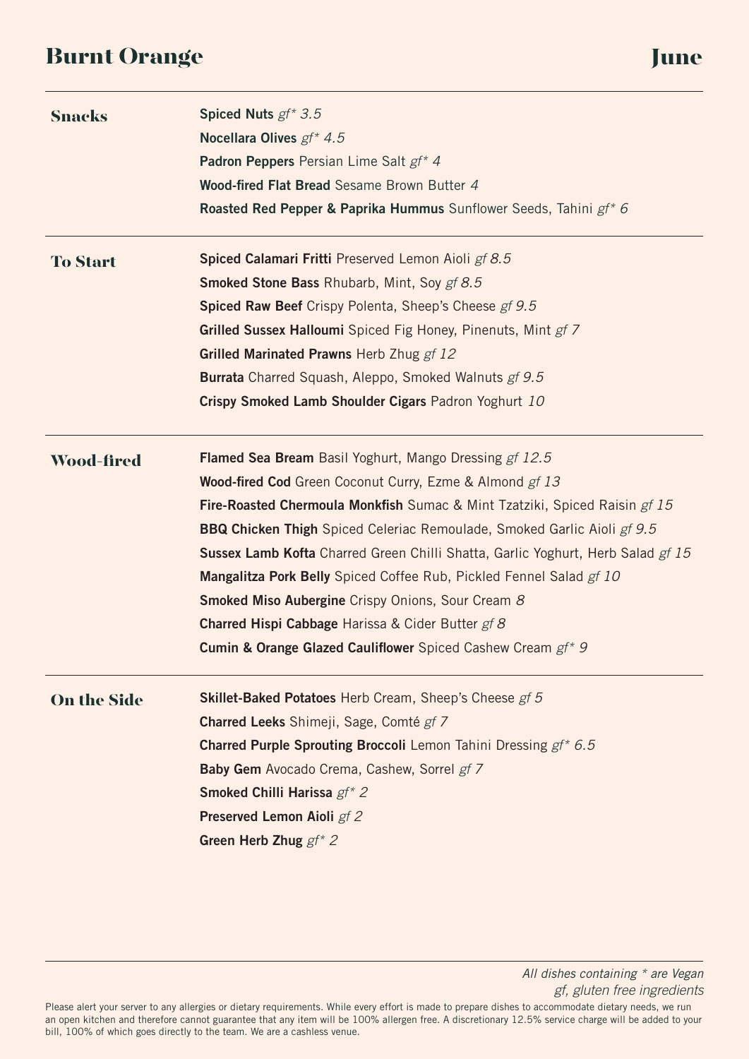# Burnt Orange

## June

## Snacks

**Spiced Nuts** *gf* 3.5*

**Nocellara Olives** *gf* 4.5*

**Padron Peppers** Persian Lime Salt *gf* 4*

**Wood-fired Flat Bread** Sesame Brown Butter *4*

**Roasted Red Pepper & Paprika Hummus** Sunflower Seeds, Tahini *gf* 6*

## To Start

**Spiced Calamari Fritti** Preserved Lemon Aioli *gf 8.5*

**Smoked Stone Bass** Rhubarb, Mint, Soy *gf 8.5*

**Spiced Raw Beef** Crispy Polenta, Sheep's Cheese *gf 9.5*

**Grilled Sussex Halloumi** Spiced Fig Honey, Pinenuts, Mint *gf 7*

**Grilled Marinated Prawns** Herb Zhug *gf 12*

**Burrata** Charred Squash, Aleppo, Smoked Walnuts *gf 9.5*

**Crispy Smoked Lamb Shoulder Cigars** Padron Yoghurt *10*

## Wood-fired

**Flamed Sea Bream** Basil Yoghurt, Mango Dressing *gf 12.5*

**Wood-fired Cod** Green Coconut Curry, Ezme & Almond *gf 13*

**Fire-Roasted Chermoula Monkfish** Sumac & Mint Tzatziki, Spiced Raisin *gf 15*

**BBQ Chicken Thigh** Spiced Celeriac Remoulade, Smoked Garlic Aioli *gf 9.5*

**Sussex Lamb Kofta** Charred Green Chilli Shatta, Garlic Yoghurt, Herb Salad *gf 15*

**Mangalitza Pork Belly** Spiced Coffee Rub, Pickled Fennel Salad *gf 10*

**Smoked Miso Aubergine** Crispy Onions, Sour Cream *8*

**Charred Hispi Cabbage** Harissa & Cider Butter *gf 8*

**Cumin & Orange Glazed Cauliflower** Spiced Cashew Cream *gf* 9*

## On the Side

**Skillet-Baked Potatoes** Herb Cream, Sheep's Cheese *gf 5*

**Charred Leeks** Shimeji, Sage, Comté *gf 7*

**Charred Purple Sprouting Broccoli** Lemon Tahini Dressing *gf* 6.5*

**Baby Gem** Avocado Crema, Cashew, Sorrel *gf 7*

**Smoked Chilli Harissa** *gf* 2*

**Preserved Lemon Aioli** *gf 2*

**Green Herb Zhug** *gf* 2*

---

*All dishes containing * are Vegan*
*gf, gluten free ingredients*

Please alert your server to any allergies or dietary requirements. While every effort is made to prepare dishes to accommodate dietary needs, we run an open kitchen and therefore cannot guarantee that any item will be 100% allergen free. A discretionary 12.5% service charge will be added to your bill, 100% of which goes directly to the team. We are a cashless venue.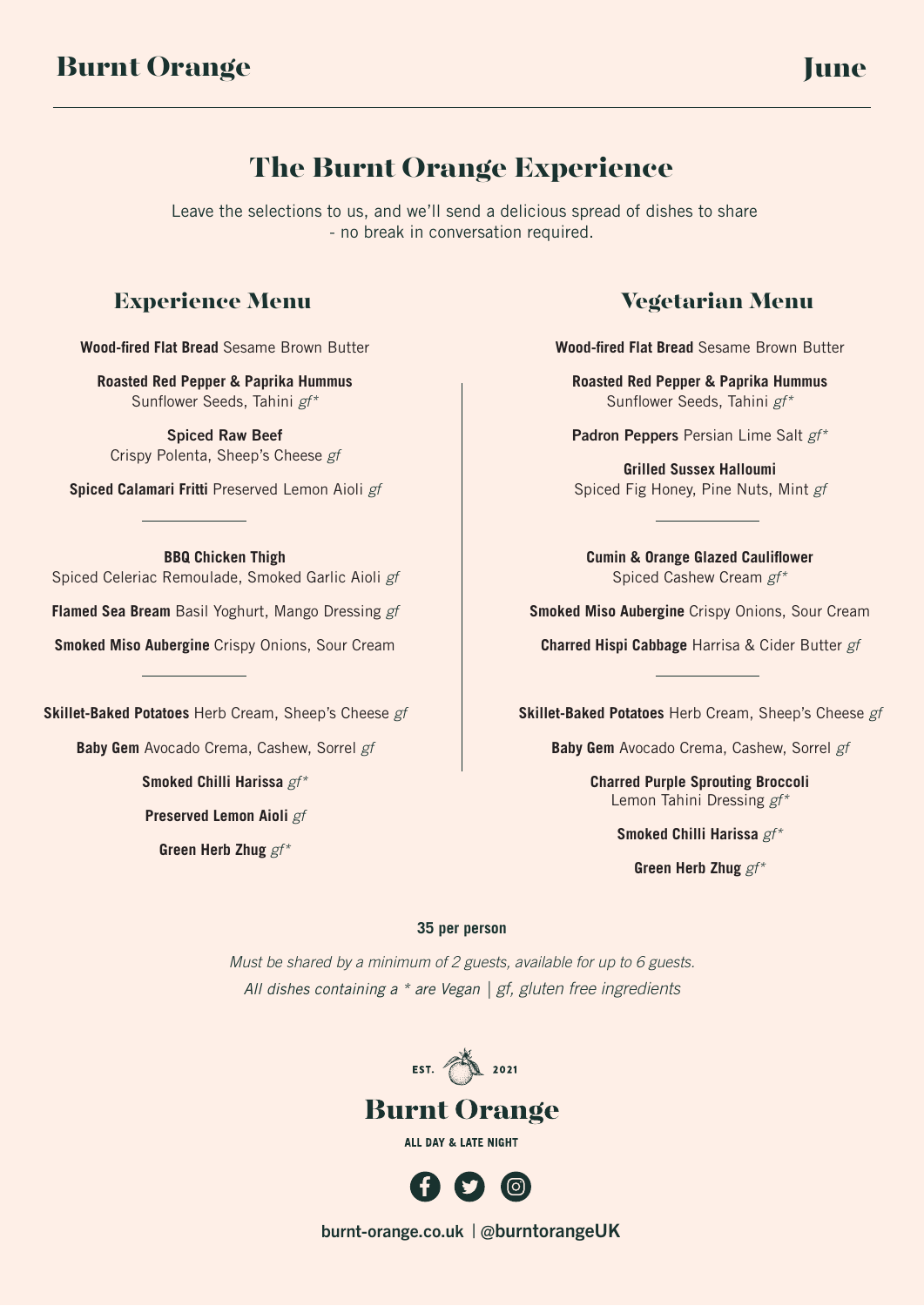# Burnt Orange

June

## The Burnt Orange Experience

Leave the selections to us, and we'll send a delicious spread of dishes to share - no break in conversation required.

### Experience Menu

**Wood-fired Flat Bread** Sesame Brown Butter

**Roasted Red Pepper & Paprika Hummus** Sunflower Seeds, Tahini *gf**

**Spiced Raw Beef** Crispy Polenta, Sheep's Cheese *gf*

**Spiced Calamari Fritti** Preserved Lemon Aioli *gf*

---

**BBQ Chicken Thigh** Spiced Celeriac Remoulade, Smoked Garlic Aioli *gf*

**Flamed Sea Bream** Basil Yoghurt, Mango Dressing *gf*

**Smoked Miso Aubergine** Crispy Onions, Sour Cream

---

**Skillet-Baked Potatoes** Herb Cream, Sheep's Cheese *gf*

**Baby Gem** Avocado Crema, Cashew, Sorrel *gf*

**Smoked Chilli Harissa** *gf**

**Preserved Lemon Aioli** *gf*

**Green Herb Zhug** *gf**

### Vegetarian Menu

**Wood-fired Flat Bread** Sesame Brown Butter

**Roasted Red Pepper & Paprika Hummus** Sunflower Seeds, Tahini *gf**

**Padron Peppers** Persian Lime Salt *gf**

**Grilled Sussex Halloumi** Spiced Fig Honey, Pine Nuts, Mint *gf*

---

**Cumin & Orange Glazed Cauliflower** Spiced Cashew Cream *gf**

**Smoked Miso Aubergine** Crispy Onions, Sour Cream

**Charred Hispi Cabbage** Harrisa & Cider Butter *gf*

---

**Skillet-Baked Potatoes** Herb Cream, Sheep's Cheese *gf*

**Baby Gem** Avocado Crema, Cashew, Sorrel *gf*

**Charred Purple Sprouting Broccoli** Lemon Tahini Dressing *gf**

**Smoked Chilli Harissa** *gf**

**Green Herb Zhug** *gf**

**35 per person**

*Must be shared by a minimum of 2 guests, available for up to 6 guests.*

*All dishes containing a * are Vegan | gf, gluten free ingredients*

EST. 2021

**Burnt Orange**

ALL DAY & LATE NIGHT

burnt-orange.co.uk | @burntorangeUK